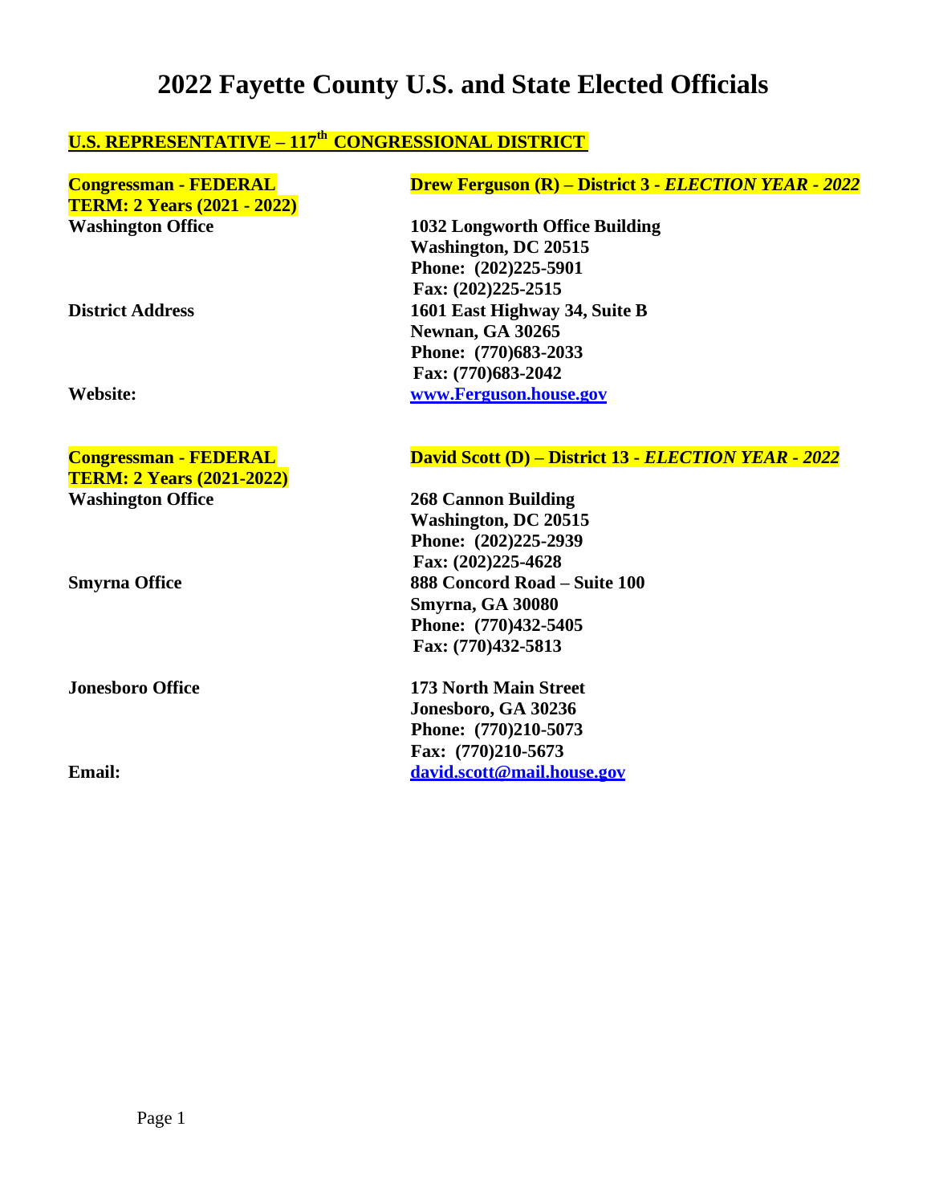# 2022 Fayette County U.S. and State Elected Officials

## U.S. REPRESENTATIVE – 117th CONGRESSIONAL DISTRICT

| | |
|---|---|
| **Congressman - FEDERAL** | **Drew Ferguson (R) – District 3 - *ELECTION YEAR - 2022*** |
| **TERM: 2 Years (2021 - 2022)** | |
| **Washington Office** | **1032 Longworth Office Building**<br>**Washington, DC 20515**<br>**Phone: (202)225-5901**<br>**Fax: (202)225-2515** |
| **District Address** | **1601 East Highway 34, Suite B**<br>**Newnan, GA 30265**<br>**Phone: (770)683-2033**<br>**Fax: (770)683-2042** |
| **Website:** | **www.Ferguson.house.gov** |

| | |
|---|---|
| **Congressman - FEDERAL** | **David Scott (D) – District 13 - *ELECTION YEAR - 2022*** |
| **TERM: 2 Years (2021-2022)** | |
| **Washington Office** | **268 Cannon Building**<br>**Washington, DC 20515**<br>**Phone: (202)225-2939**<br>**Fax: (202)225-4628** |
| **Smyrna Office** | **888 Concord Road – Suite 100**<br>**Smyrna, GA 30080**<br>**Phone: (770)432-5405**<br>**Fax: (770)432-5813** |
| **Jonesboro Office** | **173 North Main Street**<br>**Jonesboro, GA 30236**<br>**Phone: (770)210-5073**<br>**Fax: (770)210-5673** |
| **Email:** | **david.scott@mail.house.gov** |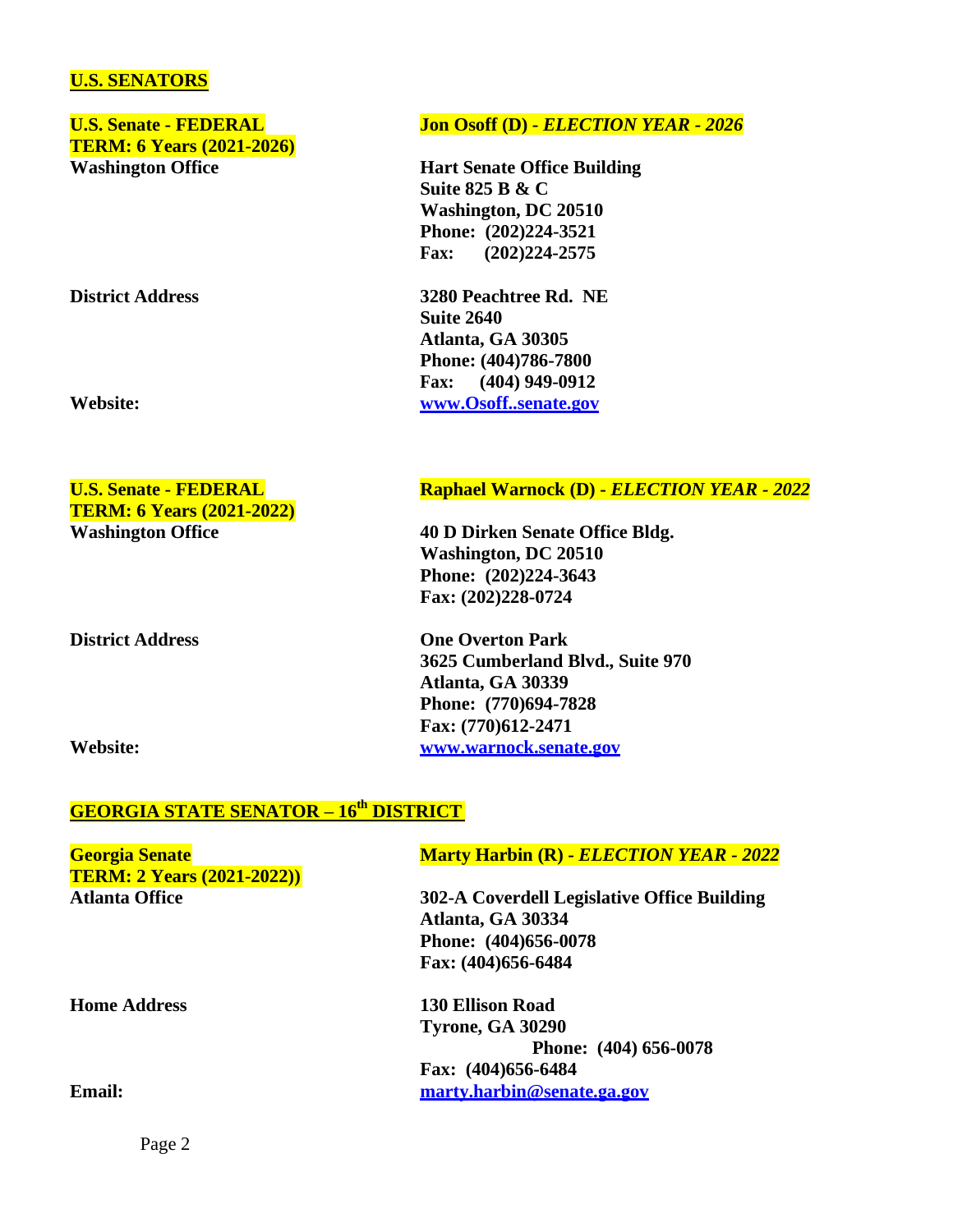## U.S. SENATORS

**U.S. Senate - FEDERAL**
**TERM: 6 Years (2021-2026)**

**Jon Osoff (D) - *ELECTION YEAR - 2026***

**Washington Office**

**Hart Senate Office Building**
**Suite 825 B & C**
**Washington, DC 20510**
**Phone: (202)224-3521**
**Fax: (202)224-2575**

**District Address**

**3280 Peachtree Rd. NE**
**Suite 2640**
**Atlanta, GA 30305**
**Phone: (404)786-7800**
**Fax: (404) 949-0912**

**Website:** **www.Osoff..senate.gov**

**U.S. Senate - FEDERAL**
**TERM: 6 Years (2021-2022)**

**Raphael Warnock (D) - *ELECTION YEAR - 2022***

**Washington Office**

**40 D Dirken Senate Office Bldg.**
**Washington, DC 20510**
**Phone: (202)224-3643**
**Fax: (202)228-0724**

**District Address**

**One Overton Park**
**3625 Cumberland Blvd., Suite 970**
**Atlanta, GA 30339**
**Phone: (770)694-7828**
**Fax: (770)612-2471**

**Website:** **www.warnock.senate.gov**

## GEORGIA STATE SENATOR – 16th DISTRICT

**Georgia Senate**
**TERM: 2 Years (2021-2022))**

**Marty Harbin (R) - *ELECTION YEAR - 2022***

**Atlanta Office**

**302-A Coverdell Legislative Office Building**
**Atlanta, GA 30334**
**Phone: (404)656-0078**
**Fax: (404)656-6484**

**Home Address**

**130 Ellison Road**
**Tyrone, GA 30290**
**Phone: (404) 656-0078**
**Fax: (404)656-6484**

**Email:** **marty.harbin@senate.ga.gov**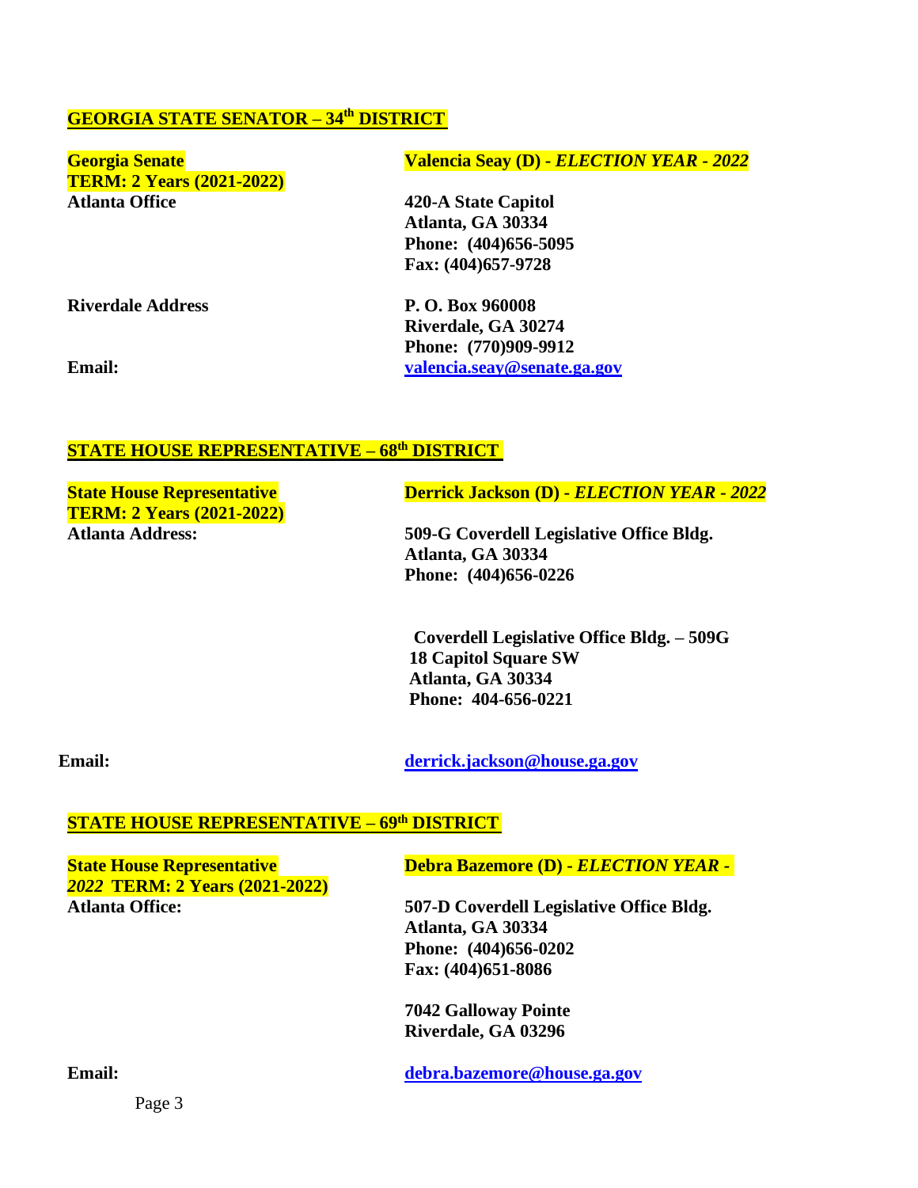## GEORGIA STATE SENATOR – 34th DISTRICT

**Georgia Senate** | **Valencia Seay (D) -** ***ELECTION YEAR - 2022***
**TERM: 2 Years (2021-2022)**

**Atlanta Office**
**420-A State Capitol**
**Atlanta, GA 30334**
**Phone: (404)656-5095**
**Fax: (404)657-9728**

**Riverdale Address**
**P. O. Box 960008**
**Riverdale, GA 30274**
**Phone: (770)909-9912**

**Email:** **valencia.seay@senate.ga.gov**

## STATE HOUSE REPRESENTATIVE – 68th DISTRICT

**State House Representative** | **Derrick Jackson (D) -** ***ELECTION YEAR - 2022***
**TERM: 2 Years (2021-2022)**

**Atlanta Address:**
**509-G Coverdell Legislative Office Bldg.**
**Atlanta, GA 30334**
**Phone: (404)656-0226**

**Coverdell Legislative Office Bldg. – 509G**
**18 Capitol Square SW**
**Atlanta, GA 30334**
**Phone: 404-656-0221**

**Email:** **derrick.jackson@house.ga.gov**

## STATE HOUSE REPRESENTATIVE – 69th DISTRICT

**State House Representative** | **Debra Bazemore (D) -** ***ELECTION YEAR -***
***2022*** **TERM: 2 Years (2021-2022)**

**Atlanta Office:**
**507-D Coverdell Legislative Office Bldg.**
**Atlanta, GA 30334**
**Phone: (404)656-0202**
**Fax: (404)651-8086**

**7042 Galloway Pointe**
**Riverdale, GA 03296**

**Email:** **debra.bazemore@house.ga.gov**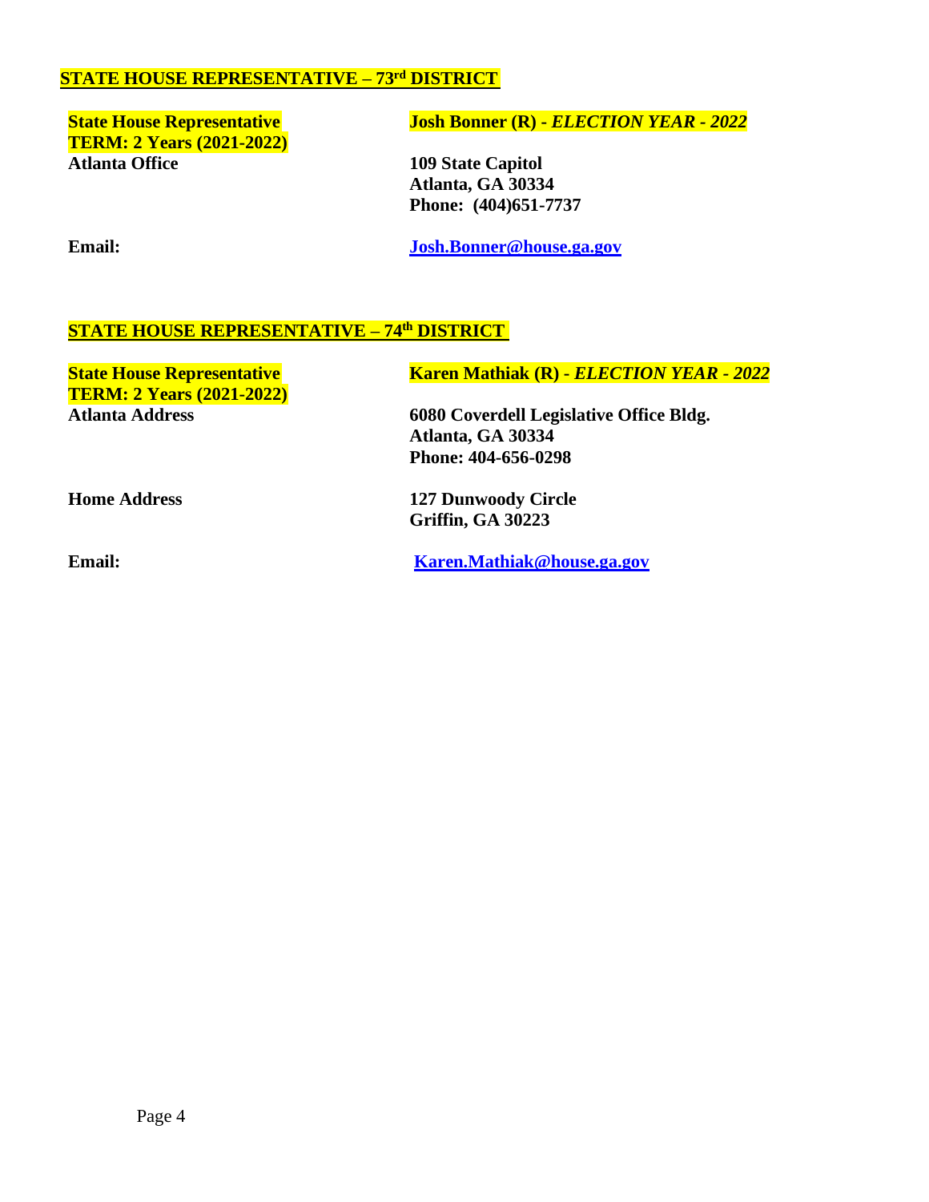## STATE HOUSE REPRESENTATIVE – 73rd DISTRICT

| | |
|---|---|
| **State House Representative** | **Josh Bonner (R) -** ***ELECTION YEAR - 2022*** |
| **TERM: 2 Years (2021-2022)** | |
| **Atlanta Office** | **109 State Capitol**<br>**Atlanta, GA 30334**<br>**Phone: (404)651-7737** |
| **Email:** | **Josh.Bonner@house.ga.gov** |

## STATE HOUSE REPRESENTATIVE – 74th DISTRICT

| | |
|---|---|
| **State House Representative** | **Karen Mathiak (R) -** ***ELECTION YEAR - 2022*** |
| **TERM: 2 Years (2021-2022)** | |
| **Atlanta Address** | **6080 Coverdell Legislative Office Bldg.**<br>**Atlanta, GA 30334**<br>**Phone: 404-656-0298** |
| **Home Address** | **127 Dunwoody Circle**<br>**Griffin, GA 30223** |
| **Email:** | **Karen.Mathiak@house.ga.gov** |